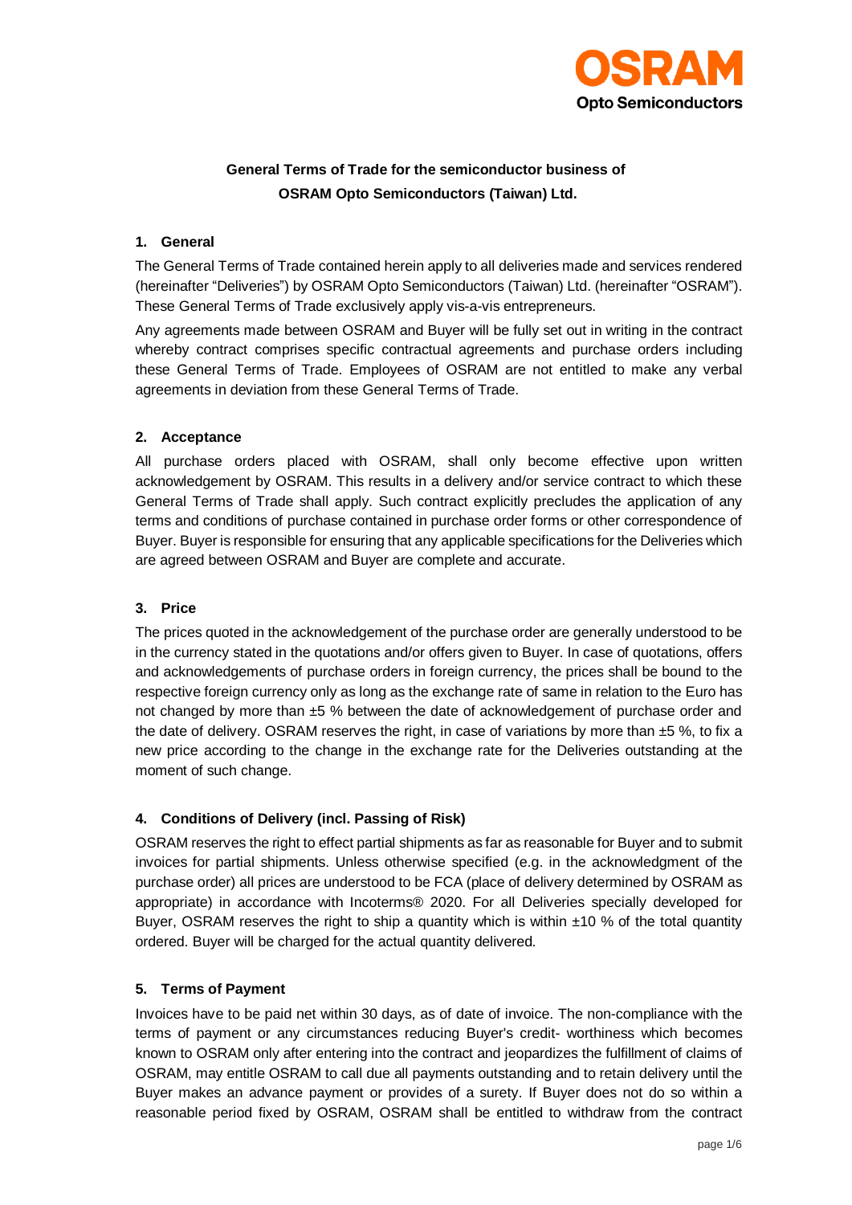**OSRAM Opto Semiconductors**

# General Terms of Trade for the semiconductor business of OSRAM Opto Semiconductors (Taiwan) Ltd.

## 1. General

The General Terms of Trade contained herein apply to all deliveries made and services rendered (hereinafter "Deliveries") by OSRAM Opto Semiconductors (Taiwan) Ltd. (hereinafter "OSRAM"). These General Terms of Trade exclusively apply vis-a-vis entrepreneurs.

Any agreements made between OSRAM and Buyer will be fully set out in writing in the contract whereby contract comprises specific contractual agreements and purchase orders including these General Terms of Trade. Employees of OSRAM are not entitled to make any verbal agreements in deviation from these General Terms of Trade.

## 2. Acceptance

All purchase orders placed with OSRAM, shall only become effective upon written acknowledgement by OSRAM. This results in a delivery and/or service contract to which these General Terms of Trade shall apply. Such contract explicitly precludes the application of any terms and conditions of purchase contained in purchase order forms or other correspondence of Buyer. Buyer is responsible for ensuring that any applicable specifications for the Deliveries which are agreed between OSRAM and Buyer are complete and accurate.

## 3. Price

The prices quoted in the acknowledgement of the purchase order are generally understood to be in the currency stated in the quotations and/or offers given to Buyer. In case of quotations, offers and acknowledgements of purchase orders in foreign currency, the prices shall be bound to the respective foreign currency only as long as the exchange rate of same in relation to the Euro has not changed by more than ±5 % between the date of acknowledgement of purchase order and the date of delivery. OSRAM reserves the right, in case of variations by more than ±5 %, to fix a new price according to the change in the exchange rate for the Deliveries outstanding at the moment of such change.

## 4. Conditions of Delivery (incl. Passing of Risk)

OSRAM reserves the right to effect partial shipments as far as reasonable for Buyer and to submit invoices for partial shipments. Unless otherwise specified (e.g. in the acknowledgment of the purchase order) all prices are understood to be FCA (place of delivery determined by OSRAM as appropriate) in accordance with Incoterms® 2020. For all Deliveries specially developed for Buyer, OSRAM reserves the right to ship a quantity which is within ±10 % of the total quantity ordered. Buyer will be charged for the actual quantity delivered.

## 5. Terms of Payment

Invoices have to be paid net within 30 days, as of date of invoice. The non-compliance with the terms of payment or any circumstances reducing Buyer's credit- worthiness which becomes known to OSRAM only after entering into the contract and jeopardizes the fulfillment of claims of OSRAM, may entitle OSRAM to call due all payments outstanding and to retain delivery until the Buyer makes an advance payment or provides of a surety. If Buyer does not do so within a reasonable period fixed by OSRAM, OSRAM shall be entitled to withdraw from the contract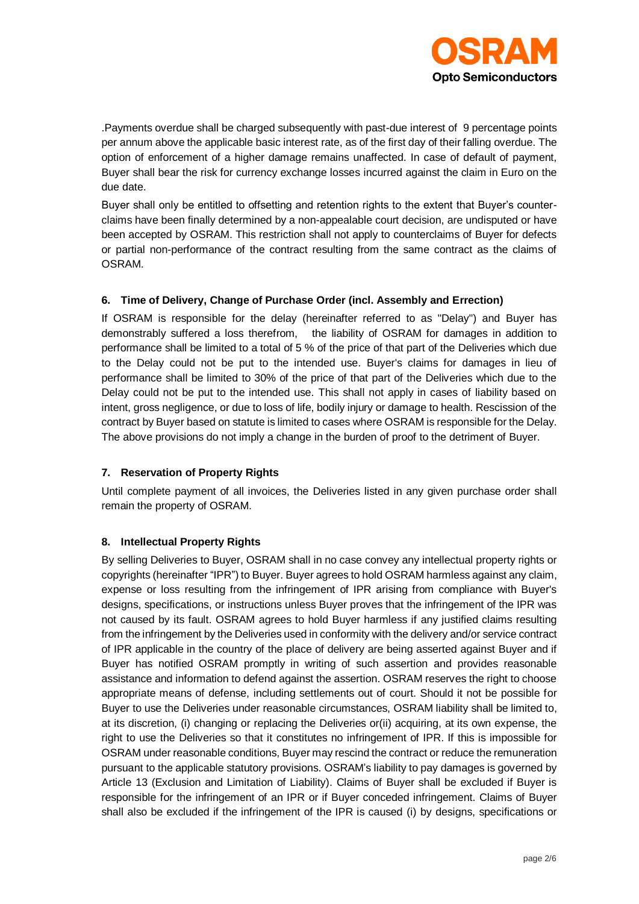.Payments overdue shall be charged subsequently with past-due interest of 9 percentage points per annum above the applicable basic interest rate, as of the first day of their falling overdue. The option of enforcement of a higher damage remains unaffected. In case of default of payment, Buyer shall bear the risk for currency exchange losses incurred against the claim in Euro on the due date.

Buyer shall only be entitled to offsetting and retention rights to the extent that Buyer's counter-claims have been finally determined by a non-appealable court decision, are undisputed or have been accepted by OSRAM. This restriction shall not apply to counterclaims of Buyer for defects or partial non-performance of the contract resulting from the same contract as the claims of OSRAM.

#### 6. Time of Delivery, Change of Purchase Order (incl. Assembly and Errection)

If OSRAM is responsible for the delay (hereinafter referred to as "Delay") and Buyer has demonstrably suffered a loss therefrom, the liability of OSRAM for damages in addition to performance shall be limited to a total of 5 % of the price of that part of the Deliveries which due to the Delay could not be put to the intended use. Buyer's claims for damages in lieu of performance shall be limited to 30% of the price of that part of the Deliveries which due to the Delay could not be put to the intended use. This shall not apply in cases of liability based on intent, gross negligence, or due to loss of life, bodily injury or damage to health. Rescission of the contract by Buyer based on statute is limited to cases where OSRAM is responsible for the Delay. The above provisions do not imply a change in the burden of proof to the detriment of Buyer.

#### 7. Reservation of Property Rights

Until complete payment of all invoices, the Deliveries listed in any given purchase order shall remain the property of OSRAM.

#### 8. Intellectual Property Rights

By selling Deliveries to Buyer, OSRAM shall in no case convey any intellectual property rights or copyrights (hereinafter "IPR") to Buyer. Buyer agrees to hold OSRAM harmless against any claim, expense or loss resulting from the infringement of IPR arising from compliance with Buyer's designs, specifications, or instructions unless Buyer proves that the infringement of the IPR was not caused by its fault. OSRAM agrees to hold Buyer harmless if any justified claims resulting from the infringement by the Deliveries used in conformity with the delivery and/or service contract of IPR applicable in the country of the place of delivery are being asserted against Buyer and if Buyer has notified OSRAM promptly in writing of such assertion and provides reasonable assistance and information to defend against the assertion. OSRAM reserves the right to choose appropriate means of defense, including settlements out of court. Should it not be possible for Buyer to use the Deliveries under reasonable circumstances, OSRAM liability shall be limited to, at its discretion, (i) changing or replacing the Deliveries or(ii) acquiring, at its own expense, the right to use the Deliveries so that it constitutes no infringement of IPR. If this is impossible for OSRAM under reasonable conditions, Buyer may rescind the contract or reduce the remuneration pursuant to the applicable statutory provisions. OSRAM's liability to pay damages is governed by Article 13 (Exclusion and Limitation of Liability). Claims of Buyer shall be excluded if Buyer is responsible for the infringement of an IPR or if Buyer conceded infringement. Claims of Buyer shall also be excluded if the infringement of the IPR is caused (i) by designs, specifications or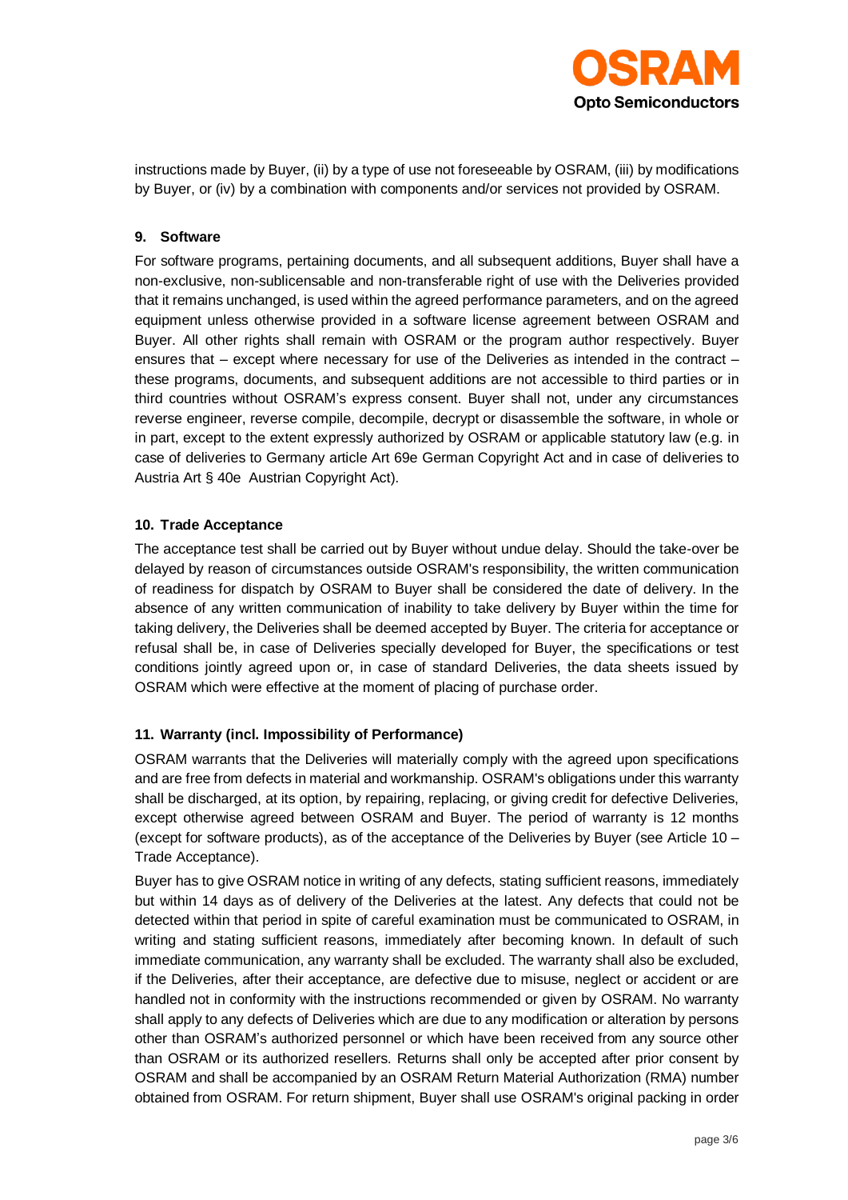instructions made by Buyer, (ii) by a type of use not foreseeable by OSRAM, (iii) by modifications by Buyer, or (iv) by a combination with components and/or services not provided by OSRAM.

### 9. Software

For software programs, pertaining documents, and all subsequent additions, Buyer shall have a non-exclusive, non-sublicensable and non-transferable right of use with the Deliveries provided that it remains unchanged, is used within the agreed performance parameters, and on the agreed equipment unless otherwise provided in a software license agreement between OSRAM and Buyer. All other rights shall remain with OSRAM or the program author respectively. Buyer ensures that – except where necessary for use of the Deliveries as intended in the contract – these programs, documents, and subsequent additions are not accessible to third parties or in third countries without OSRAM's express consent. Buyer shall not, under any circumstances reverse engineer, reverse compile, decompile, decrypt or disassemble the software, in whole or in part, except to the extent expressly authorized by OSRAM or applicable statutory law (e.g. in case of deliveries to Germany article Art 69e German Copyright Act and in case of deliveries to Austria Art § 40e Austrian Copyright Act).

### 10. Trade Acceptance

The acceptance test shall be carried out by Buyer without undue delay. Should the take-over be delayed by reason of circumstances outside OSRAM's responsibility, the written communication of readiness for dispatch by OSRAM to Buyer shall be considered the date of delivery. In the absence of any written communication of inability to take delivery by Buyer within the time for taking delivery, the Deliveries shall be deemed accepted by Buyer. The criteria for acceptance or refusal shall be, in case of Deliveries specially developed for Buyer, the specifications or test conditions jointly agreed upon or, in case of standard Deliveries, the data sheets issued by OSRAM which were effective at the moment of placing of purchase order.

### 11. Warranty (incl. Impossibility of Performance)

OSRAM warrants that the Deliveries will materially comply with the agreed upon specifications and are free from defects in material and workmanship. OSRAM's obligations under this warranty shall be discharged, at its option, by repairing, replacing, or giving credit for defective Deliveries, except otherwise agreed between OSRAM and Buyer. The period of warranty is 12 months (except for software products), as of the acceptance of the Deliveries by Buyer (see Article 10 – Trade Acceptance).

Buyer has to give OSRAM notice in writing of any defects, stating sufficient reasons, immediately but within 14 days as of delivery of the Deliveries at the latest. Any defects that could not be detected within that period in spite of careful examination must be communicated to OSRAM, in writing and stating sufficient reasons, immediately after becoming known. In default of such immediate communication, any warranty shall be excluded. The warranty shall also be excluded, if the Deliveries, after their acceptance, are defective due to misuse, neglect or accident or are handled not in conformity with the instructions recommended or given by OSRAM. No warranty shall apply to any defects of Deliveries which are due to any modification or alteration by persons other than OSRAM's authorized personnel or which have been received from any source other than OSRAM or its authorized resellers. Returns shall only be accepted after prior consent by OSRAM and shall be accompanied by an OSRAM Return Material Authorization (RMA) number obtained from OSRAM. For return shipment, Buyer shall use OSRAM's original packing in order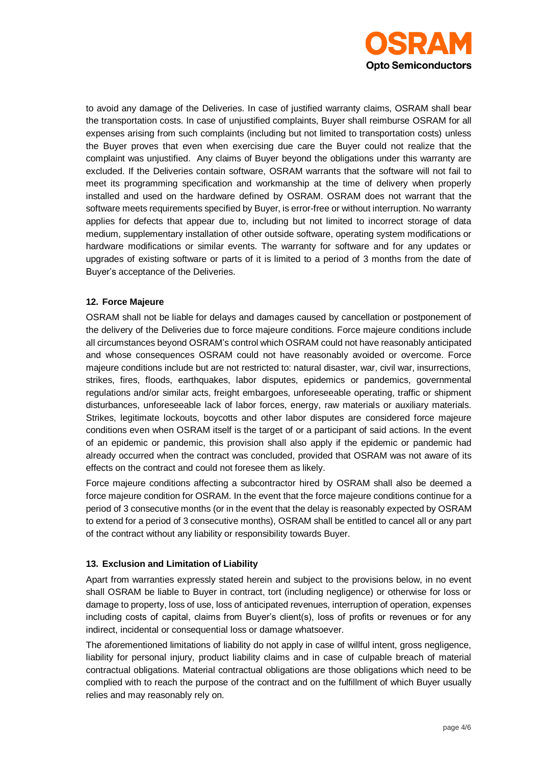to avoid any damage of the Deliveries. In case of justified warranty claims, OSRAM shall bear the transportation costs. In case of unjustified complaints, Buyer shall reimburse OSRAM for all expenses arising from such complaints (including but not limited to transportation costs) unless the Buyer proves that even when exercising due care the Buyer could not realize that the complaint was unjustified. Any claims of Buyer beyond the obligations under this warranty are excluded. If the Deliveries contain software, OSRAM warrants that the software will not fail to meet its programming specification and workmanship at the time of delivery when properly installed and used on the hardware defined by OSRAM. OSRAM does not warrant that the software meets requirements specified by Buyer, is error-free or without interruption. No warranty applies for defects that appear due to, including but not limited to incorrect storage of data medium, supplementary installation of other outside software, operating system modifications or hardware modifications or similar events. The warranty for software and for any updates or upgrades of existing software or parts of it is limited to a period of 3 months from the date of Buyer's acceptance of the Deliveries.

## 12. Force Majeure

OSRAM shall not be liable for delays and damages caused by cancellation or postponement of the delivery of the Deliveries due to force majeure conditions. Force majeure conditions include all circumstances beyond OSRAM's control which OSRAM could not have reasonably anticipated and whose consequences OSRAM could not have reasonably avoided or overcome. Force majeure conditions include but are not restricted to: natural disaster, war, civil war, insurrections, strikes, fires, floods, earthquakes, labor disputes, epidemics or pandemics, governmental regulations and/or similar acts, freight embargoes, unforeseeable operating, traffic or shipment disturbances, unforeseeable lack of labor forces, energy, raw materials or auxiliary materials. Strikes, legitimate lockouts, boycotts and other labor disputes are considered force majeure conditions even when OSRAM itself is the target of or a participant of said actions. In the event of an epidemic or pandemic, this provision shall also apply if the epidemic or pandemic had already occurred when the contract was concluded, provided that OSRAM was not aware of its effects on the contract and could not foresee them as likely.

Force majeure conditions affecting a subcontractor hired by OSRAM shall also be deemed a force majeure condition for OSRAM. In the event that the force majeure conditions continue for a period of 3 consecutive months (or in the event that the delay is reasonably expected by OSRAM to extend for a period of 3 consecutive months), OSRAM shall be entitled to cancel all or any part of the contract without any liability or responsibility towards Buyer.

## 13. Exclusion and Limitation of Liability

Apart from warranties expressly stated herein and subject to the provisions below, in no event shall OSRAM be liable to Buyer in contract, tort (including negligence) or otherwise for loss or damage to property, loss of use, loss of anticipated revenues, interruption of operation, expenses including costs of capital, claims from Buyer's client(s), loss of profits or revenues or for any indirect, incidental or consequential loss or damage whatsoever.

The aforementioned limitations of liability do not apply in case of willful intent, gross negligence, liability for personal injury, product liability claims and in case of culpable breach of material contractual obligations. Material contractual obligations are those obligations which need to be complied with to reach the purpose of the contract and on the fulfillment of which Buyer usually relies and may reasonably rely on.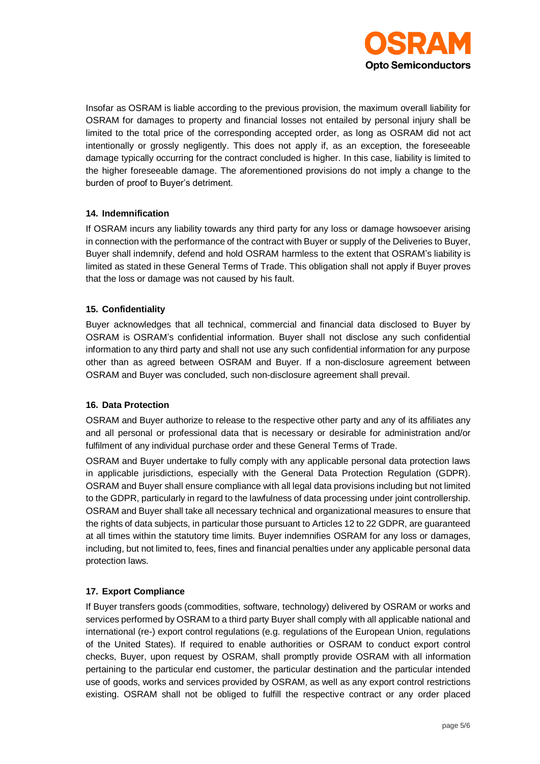Insofar as OSRAM is liable according to the previous provision, the maximum overall liability for OSRAM for damages to property and financial losses not entailed by personal injury shall be limited to the total price of the corresponding accepted order, as long as OSRAM did not act intentionally or grossly negligently. This does not apply if, as an exception, the foreseeable damage typically occurring for the contract concluded is higher. In this case, liability is limited to the higher foreseeable damage. The aforementioned provisions do not imply a change to the burden of proof to Buyer's detriment.

#### 14. Indemnification

If OSRAM incurs any liability towards any third party for any loss or damage howsoever arising in connection with the performance of the contract with Buyer or supply of the Deliveries to Buyer, Buyer shall indemnify, defend and hold OSRAM harmless to the extent that OSRAM's liability is limited as stated in these General Terms of Trade. This obligation shall not apply if Buyer proves that the loss or damage was not caused by his fault.

#### 15. Confidentiality

Buyer acknowledges that all technical, commercial and financial data disclosed to Buyer by OSRAM is OSRAM's confidential information. Buyer shall not disclose any such confidential information to any third party and shall not use any such confidential information for any purpose other than as agreed between OSRAM and Buyer. If a non-disclosure agreement between OSRAM and Buyer was concluded, such non-disclosure agreement shall prevail.

#### 16. Data Protection

OSRAM and Buyer authorize to release to the respective other party and any of its affiliates any and all personal or professional data that is necessary or desirable for administration and/or fulfilment of any individual purchase order and these General Terms of Trade.

OSRAM and Buyer undertake to fully comply with any applicable personal data protection laws in applicable jurisdictions, especially with the General Data Protection Regulation (GDPR). OSRAM and Buyer shall ensure compliance with all legal data provisions including but not limited to the GDPR, particularly in regard to the lawfulness of data processing under joint controllership. OSRAM and Buyer shall take all necessary technical and organizational measures to ensure that the rights of data subjects, in particular those pursuant to Articles 12 to 22 GDPR, are guaranteed at all times within the statutory time limits. Buyer indemnifies OSRAM for any loss or damages, including, but not limited to, fees, fines and financial penalties under any applicable personal data protection laws.

#### 17. Export Compliance

If Buyer transfers goods (commodities, software, technology) delivered by OSRAM or works and services performed by OSRAM to a third party Buyer shall comply with all applicable national and international (re-) export control regulations (e.g. regulations of the European Union, regulations of the United States). If required to enable authorities or OSRAM to conduct export control checks, Buyer, upon request by OSRAM, shall promptly provide OSRAM with all information pertaining to the particular end customer, the particular destination and the particular intended use of goods, works and services provided by OSRAM, as well as any export control restrictions existing. OSRAM shall not be obliged to fulfill the respective contract or any order placed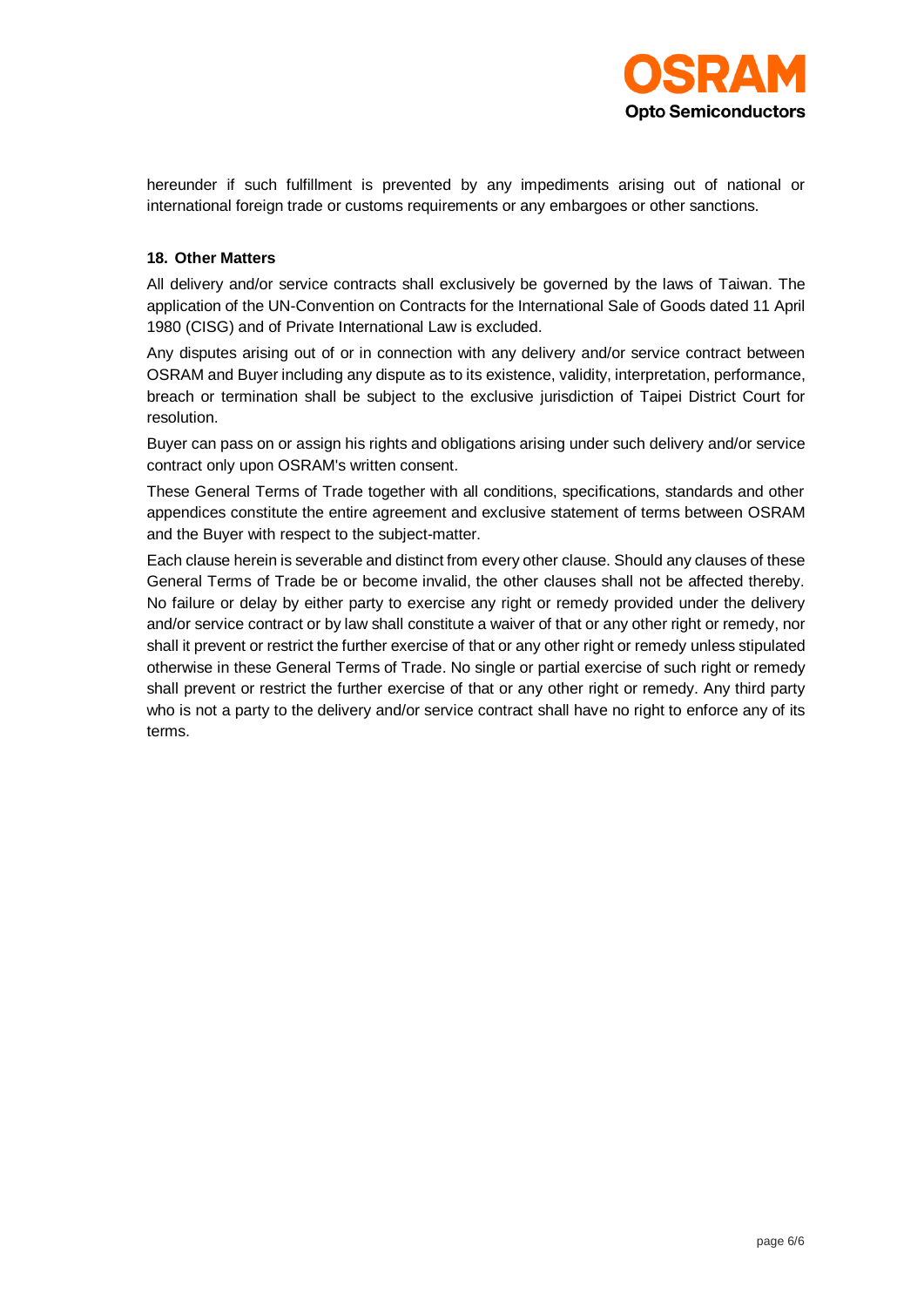hereunder if such fulfillment is prevented by any impediments arising out of national or international foreign trade or customs requirements or any embargoes or other sanctions.

### 18. Other Matters

All delivery and/or service contracts shall exclusively be governed by the laws of Taiwan. The application of the UN-Convention on Contracts for the International Sale of Goods dated 11 April 1980 (CISG) and of Private International Law is excluded.

Any disputes arising out of or in connection with any delivery and/or service contract between OSRAM and Buyer including any dispute as to its existence, validity, interpretation, performance, breach or termination shall be subject to the exclusive jurisdiction of Taipei District Court for resolution.

Buyer can pass on or assign his rights and obligations arising under such delivery and/or service contract only upon OSRAM's written consent.

These General Terms of Trade together with all conditions, specifications, standards and other appendices constitute the entire agreement and exclusive statement of terms between OSRAM and the Buyer with respect to the subject-matter.

Each clause herein is severable and distinct from every other clause. Should any clauses of these General Terms of Trade be or become invalid, the other clauses shall not be affected thereby. No failure or delay by either party to exercise any right or remedy provided under the delivery and/or service contract or by law shall constitute a waiver of that or any other right or remedy, nor shall it prevent or restrict the further exercise of that or any other right or remedy unless stipulated otherwise in these General Terms of Trade. No single or partial exercise of such right or remedy shall prevent or restrict the further exercise of that or any other right or remedy. Any third party who is not a party to the delivery and/or service contract shall have no right to enforce any of its terms.